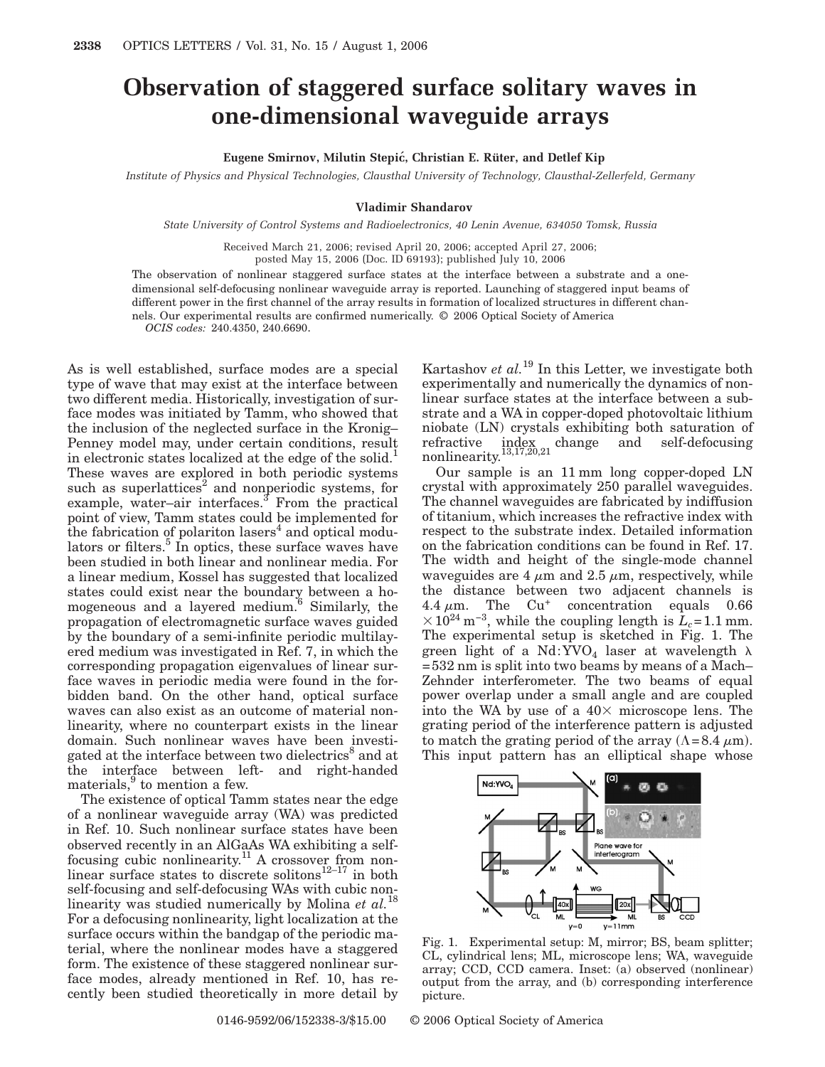# Observation of staggered surface solitary waves in one-dimensional waveguide arrays

**Eugene Smirnov, Milutin Stepić, Christian E. Rüter, and Detlef Kip**

*Institute of Physics and Physical Technologies, Clausthal University of Technology, Clausthal-Zellerfeld, Germany*

**Vladimir Shandarov**

*State University of Control Systems and Radioelectronics, 40 Lenin Avenue, 634050 Tomsk, Russia*

Received March 21, 2006; revised April 20, 2006; accepted April 27, 2006; posted May 15, 2006 (Doc. ID 69193); published July 10, 2006

The observation of nonlinear staggered surface states at the interface between a substrate and a one-dimensional self-defocusing nonlinear waveguide array is reported. Launching of staggered input beams of different power in the first channel of the array results in formation of localized structures in different channels. Our experimental results are confirmed numerically. © 2006 Optical Society of America

*OCIS codes:* 240.4350, 240.6690.

As is well established, surface modes are a special type of wave that may exist at the interface between two different media. Historically, investigation of surface modes was initiated by Tamm, who showed that the inclusion of the neglected surface in the Kronig–Penney model may, under certain conditions, result in electronic states localized at the edge of the solid.[1] These waves are explored in both periodic systems such as superlattices[2] and nonperiodic systems, for example, water–air interfaces.[3] From the practical point of view, Tamm states could be implemented for the fabrication of polariton lasers[4] and optical modulators or filters.[5] In optics, these surface waves have been studied in both linear and nonlinear media. For a linear medium, Kossel has suggested that localized states could exist near the boundary between a homogeneous and a layered medium.[6] Similarly, the propagation of electromagnetic surface waves guided by the boundary of a semi-infinite periodic multilayered medium was investigated in Ref. 7, in which the corresponding propagation eigenvalues of linear surface waves in periodic media were found in the forbidden band. On the other hand, optical surface waves can also exist as an outcome of material nonlinearity, where no counterpart exists in the linear domain. Such nonlinear waves have been investigated at the interface between two dielectrics[8] and at the interface between left- and right-handed materials,[9] to mention a few.

The existence of optical Tamm states near the edge of a nonlinear waveguide array (WA) was predicted in Ref. 10. Such nonlinear surface states have been observed recently in an AlGaAs WA exhibiting a self-focusing cubic nonlinearity.[11] A crossover from nonlinear surface states to discrete solitons[12–17] in both self-focusing and self-defocusing WAs with cubic nonlinearity was studied numerically by Molina *et al.*[18] For a defocusing nonlinearity, light localization at the surface occurs within the bandgap of the periodic material, where the nonlinear modes have a staggered form. The existence of these staggered nonlinear surface modes, already mentioned in Ref. 10, has recently been studied theoretically in more detail by Kartashov *et al.*[19] In this Letter, we investigate both experimentally and numerically the dynamics of nonlinear surface states at the interface between a substrate and a WA in copper-doped photovoltaic lithium niobate (LN) crystals exhibiting both saturation of refractive index change and self-defocusing nonlinearity.[13,17,20,21]

Our sample is an 11 mm long copper-doped LN crystal with approximately 250 parallel waveguides. The channel waveguides are fabricated by indiffusion of titanium, which increases the refractive index with respect to the substrate index. Detailed information on the fabrication conditions can be found in Ref. 17. The width and height of the single-mode channel waveguides are 4 $\mu$m and 2.5 $\mu$m, respectively, while the distance between two adjacent channels is 4.4 $\mu$m. The $Cu^{+}$ concentration equals $0.66 \times 10^{24}\,\mathrm{m}^{-3}$, while the coupling length is $L_c = 1.1$ mm. The experimental setup is sketched in Fig. 1. The green light of a $Nd{:}YVO_4$ laser at wavelength $\lambda = 532$ nm is split into two beams by means of a Mach–Zehnder interferometer. The two beams of equal power overlap under a small angle and are coupled into the WA by use of a 40× microscope lens. The grating period of the interference pattern is adjusted to match the grating period of the array ($\Lambda = 8.4$ $\mu$m). This input pattern has an elliptical shape whose

Fig. 1. Experimental setup: M, mirror; BS, beam splitter; CL, cylindrical lens; ML, microscope lens; WA, waveguide array; CCD, CCD camera. Inset: (a) observed (nonlinear) output from the array, and (b) corresponding interference picture.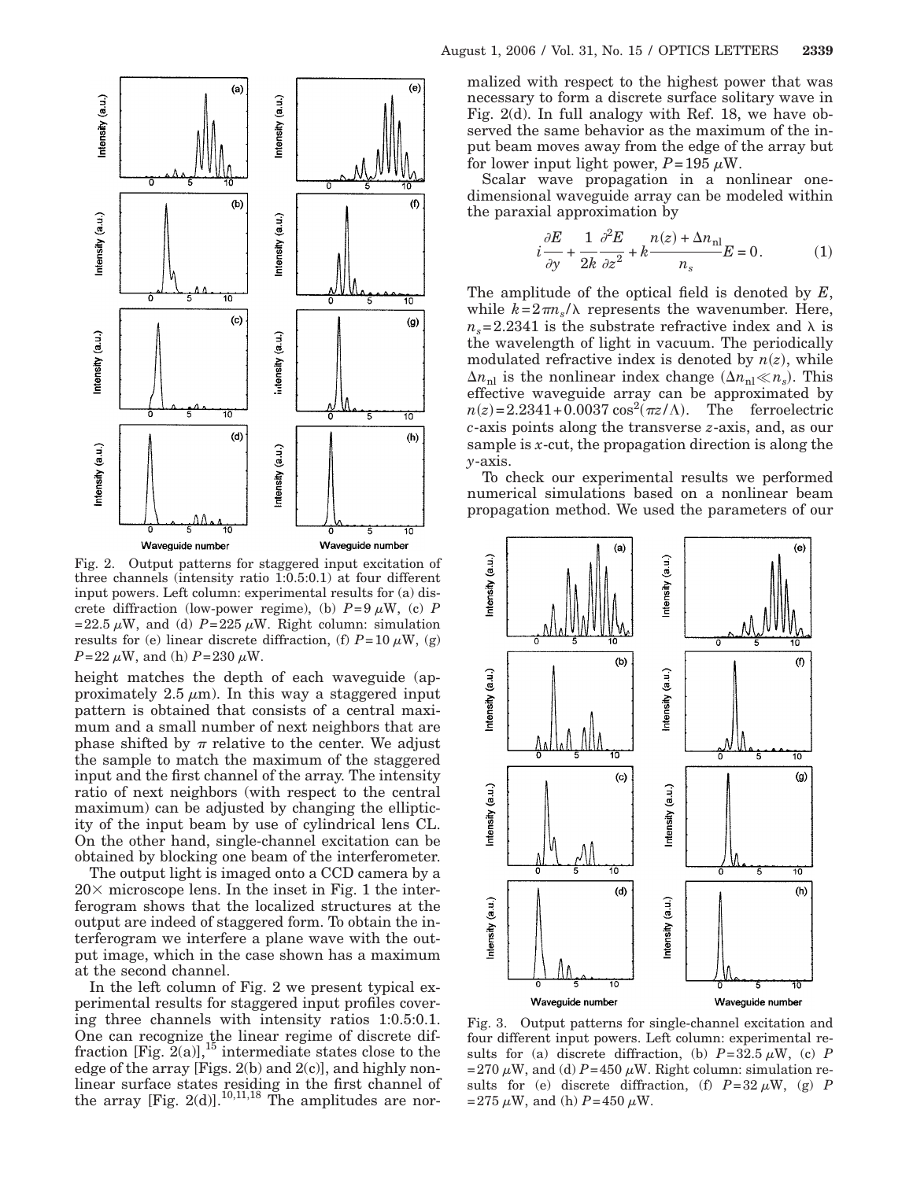Fig. 2. Output patterns for staggered input excitation of three channels (intensity ratio 1:0.5:0.1) at four different input powers. Left column: experimental results for (a) discrete diffraction (low-power regime), (b) $P=9\ \mu\text{W}$, (c) $P=22.5\ \mu\text{W}$, and (d) $P=225\ \mu\text{W}$. Right column: simulation results for (e) linear discrete diffraction, (f) $P=10\ \mu\text{W}$, (g) $P=22\ \mu\text{W}$, and (h) $P=230\ \mu\text{W}$.

height matches the depth of each waveguide (approximately 2.5 $\mu$m). In this way a staggered input pattern is obtained that consists of a central maximum and a small number of next neighbors that are phase shifted by $\pi$ relative to the center. We adjust the sample to match the maximum of the staggered input and the first channel of the array. The intensity ratio of next neighbors (with respect to the central maximum) can be adjusted by changing the ellipticity of the input beam by use of cylindrical lens CL. On the other hand, single-channel excitation can be obtained by blocking one beam of the interferometer.

The output light is imaged onto a CCD camera by a 20× microscope lens. In the inset in Fig. 1 the interferogram shows that the localized structures at the output are indeed of staggered form. To obtain the interferogram we interfere a plane wave with the output image, which in the case shown has a maximum at the second channel.

In the left column of Fig. 2 we present typical experimental results for staggered input profiles covering three channels with intensity ratios 1:0.5:0.1. One can recognize the linear regime of discrete diffraction [Fig. 2(a)],[15] intermediate states close to the edge of the array [Figs. 2(b) and 2(c)], and highly nonlinear surface states residing in the first channel of the array [Fig. 2(d)].[10,11,18] The amplitudes are normalized with respect to the highest power that was necessary to form a discrete surface solitary wave in Fig. 2(d). In full analogy with Ref. 18, we have observed the same behavior as the maximum of the input beam moves away from the edge of the array but for lower input light power, $P=195\ \mu\text{W}$.

Scalar wave propagation in a nonlinear one-dimensional waveguide array can be modeled within the paraxial approximation by

$$i\frac{\partial E}{\partial y}+\frac{1}{2k}\frac{\partial^2 E}{\partial z^2}+k\frac{n(z)+\Delta n_{\text{nl}}}{n_s}E=0. \qquad (1)$$

The amplitude of the optical field is denoted by $E$, while $k=2\pi n_s/\lambda$ represents the wavenumber. Here, $n_s=2.2341$ is the substrate refractive index and $\lambda$ is the wavelength of light in vacuum. The periodically modulated refractive index is denoted by $n(z)$, while $\Delta n_{\text{nl}}$ is the nonlinear index change ($\Delta n_{\text{nl}} \ll n_s$). This effective waveguide array can be approximated by $n(z)=2.2341+0.0037\cos^2(\pi z/\Lambda)$. The ferroelectric $c$-axis points along the transverse $z$-axis, and, as our sample is $x$-cut, the propagation direction is along the $y$-axis.

To check our experimental results we performed numerical simulations based on a nonlinear beam propagation method. We used the parameters of our

Fig. 3. Output patterns for single-channel excitation and four different input powers. Left column: experimental results for (a) discrete diffraction, (b) $P=32.5\ \mu\text{W}$, (c) $P=270\ \mu\text{W}$, and (d) $P=450\ \mu\text{W}$. Right column: simulation results for (e) discrete diffraction, (f) $P=32\ \mu\text{W}$, (g) $P=275\ \mu\text{W}$, and (h) $P=450\ \mu\text{W}$.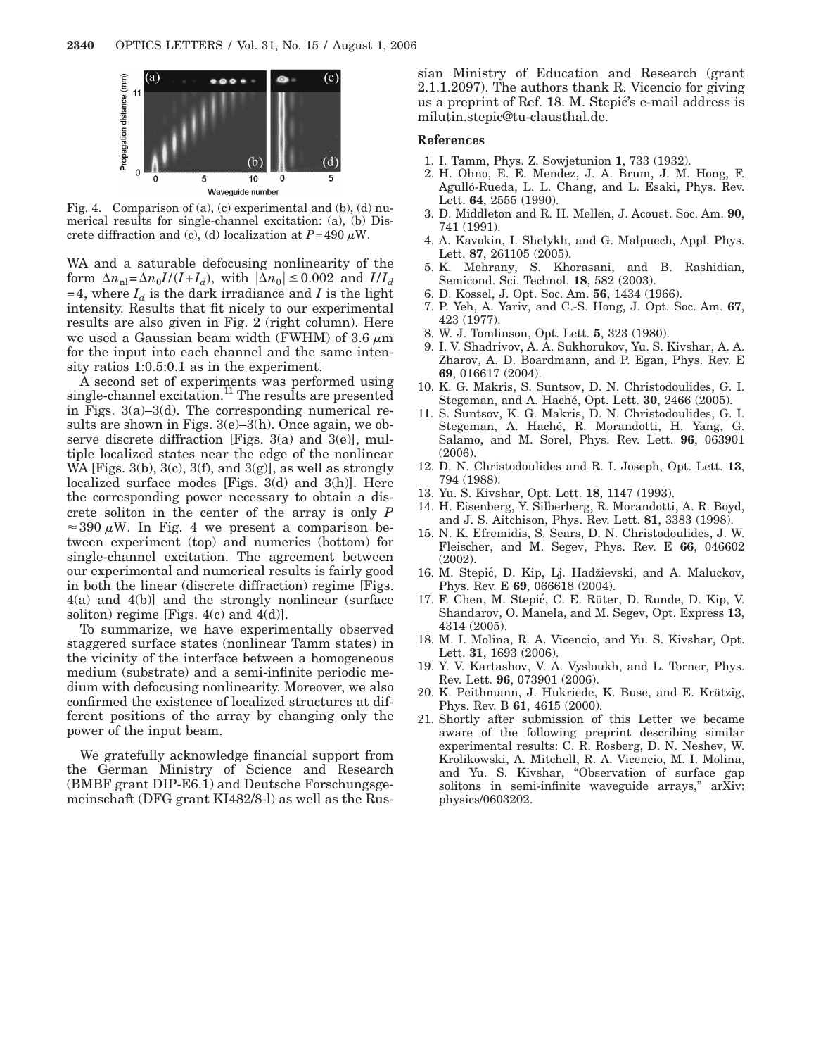(a) (b) (c) (d)

Propagation distance (mm)

11

0

0 5 10 0 5

Waveguide number

Fig. 4. Comparison of (a), (c) experimental and (b), (d) numerical results for single-channel excitation: (a), (b) Discrete diffraction and (c), (d) localization at $P=490\ \mu$W.

WA and a saturable defocusing nonlinearity of the form $\Delta n_{\mathrm{nl}}=\Delta n_0 I/(I+I_d)$, with $|\Delta n_0| \leq 0.002$ and $I/I_d = 4$, where $I_d$ is the dark irradiance and $I$ is the light intensity. Results that fit nicely to our experimental results are also given in Fig. 2 (right column). Here we used a Gaussian beam width (FWHM) of 3.6 $\mu$m for the input into each channel and the same intensity ratios 1:0.5:0.1 as in the experiment.

A second set of experiments was performed using single-channel excitation.[11] The results are presented in Figs. 3(a)–3(d). The corresponding numerical results are shown in Figs. 3(e)–3(h). Once again, we observe discrete diffraction [Figs. 3(a) and 3(e)], multiple localized states near the edge of the nonlinear WA [Figs. 3(b), 3(c), 3(f), and 3(g)], as well as strongly localized surface modes [Figs. 3(d) and 3(h)]. Here the corresponding power necessary to obtain a discrete soliton in the center of the array is only $P \approx 390\ \mu$W. In Fig. 4 we present a comparison between experiment (top) and numerics (bottom) for single-channel excitation. The agreement between our experimental and numerical results is fairly good in both the linear (discrete diffraction) regime [Figs. 4(a) and 4(b)] and the strongly nonlinear (surface soliton) regime [Figs. 4(c) and 4(d)].

To summarize, we have experimentally observed staggered surface states (nonlinear Tamm states) in the vicinity of the interface between a homogeneous medium (substrate) and a semi-infinite periodic medium with defocusing nonlinearity. Moreover, we also confirmed the existence of localized structures at different positions of the array by changing only the power of the input beam.

We gratefully acknowledge financial support from the German Ministry of Science and Research (BMBF grant DIP-E6.1) and Deutsche Forschungsgemeinschaft (DFG grant KI482/8-l) as well as the Russian Ministry of Education and Research (grant 2.1.1.2097). The authors thank R. Vicencio for giving us a preprint of Ref. 18. M. Stepić's e-mail address is milutin.stepic@tu-clausthal.de.

## References

1. I. Tamm, Phys. Z. Sowjetunion **1**, 733 (1932).
2. H. Ohno, E. E. Mendez, J. A. Brum, J. M. Hong, F. Agulló-Rueda, L. L. Chang, and L. Esaki, Phys. Rev. Lett. **64**, 2555 (1990).
3. D. Middleton and R. H. Mellen, J. Acoust. Soc. Am. **90**, 741 (1991).
4. A. Kavokin, I. Shelykh, and G. Malpuech, Appl. Phys. Lett. **87**, 261105 (2005).
5. K. Mehrany, S. Khorasani, and B. Rashidian, Semicond. Sci. Technol. **18**, 582 (2003).
6. D. Kossel, J. Opt. Soc. Am. **56**, 1434 (1966).
7. P. Yeh, A. Yariv, and C.-S. Hong, J. Opt. Soc. Am. **67**, 423 (1977).
8. W. J. Tomlinson, Opt. Lett. **5**, 323 (1980).
9. I. V. Shadrivov, A. A. Sukhorukov, Yu. S. Kivshar, A. A. Zharov, A. D. Boardmann, and P. Egan, Phys. Rev. E **69**, 016617 (2004).
10. K. G. Makris, S. Suntsov, D. N. Christodoulides, G. I. Stegeman, and A. Haché, Opt. Lett. **30**, 2466 (2005).
11. S. Suntsov, K. G. Makris, D. N. Christodoulides, G. I. Stegeman, A. Haché, R. Morandotti, H. Yang, G. Salamo, and M. Sorel, Phys. Rev. Lett. **96**, 063901 (2006).
12. D. N. Christodoulides and R. I. Joseph, Opt. Lett. **13**, 794 (1988).
13. Yu. S. Kivshar, Opt. Lett. **18**, 1147 (1993).
14. H. Eisenberg, Y. Silberberg, R. Morandotti, A. R. Boyd, and J. S. Aitchison, Phys. Rev. Lett. **81**, 3383 (1998).
15. N. K. Efremidis, S. Sears, D. N. Christodoulides, J. W. Fleischer, and M. Segev, Phys. Rev. E **66**, 046602 (2002).
16. M. Stepić, D. Kip, Lj. Hadžievski, and A. Maluckov, Phys. Rev. E **69**, 066618 (2004).
17. F. Chen, M. Stepić, C. E. Rüter, D. Runde, D. Kip, V. Shandarov, O. Manela, and M. Segev, Opt. Express **13**, 4314 (2005).
18. M. I. Molina, R. A. Vicencio, and Yu. S. Kivshar, Opt. Lett. **31**, 1693 (2006).
19. Y. V. Kartashov, V. A. Vysloukh, and L. Torner, Phys. Rev. Lett. **96**, 073901 (2006).
20. K. Peithmann, J. Hukriede, K. Buse, and E. Krätzig, Phys. Rev. B **61**, 4615 (2000).
21. Shortly after submission of this Letter we became aware of the following preprint describing similar experimental results: C. R. Rosberg, D. N. Neshev, W. Krolikowski, A. Mitchell, R. A. Vicencio, M. I. Molina, and Yu. S. Kivshar, "Observation of surface gap solitons in semi-infinite waveguide arrays," arXiv: physics/0603202.